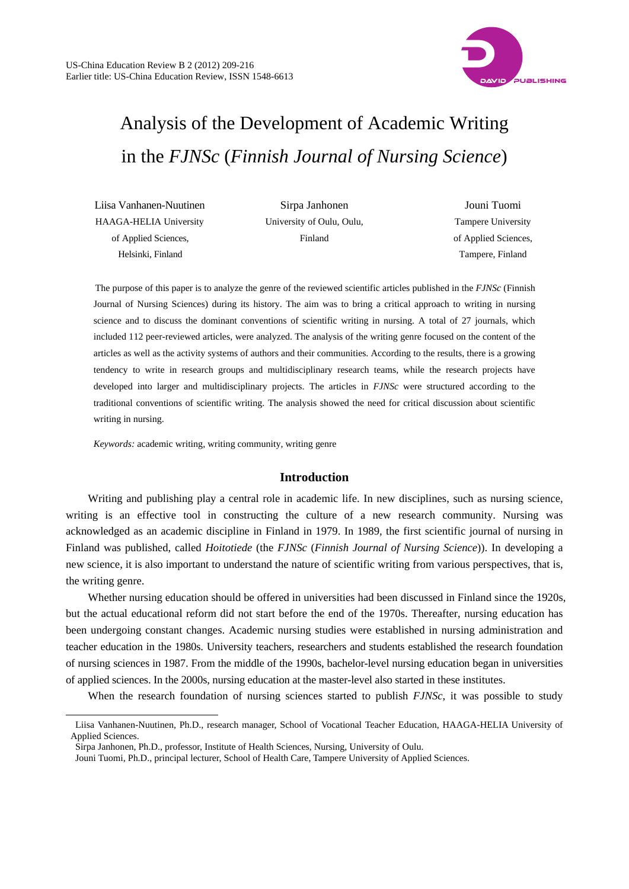# Analysis of the Development of Academic Writing in the *FJNSc* (*Finnish Journal of Nursing Science*)

Liisa Vanhanen-Nuutinen
HAAGA-HELIA University of Applied Sciences, Helsinki, Finland

Sirpa Janhonen
University of Oulu, Oulu, Finland

Jouni Tuomi
Tampere University of Applied Sciences, Tampere, Finland

The purpose of this paper is to analyze the genre of the reviewed scientific articles published in the *FJNSc* (Finnish Journal of Nursing Sciences) during its history. The aim was to bring a critical approach to writing in nursing science and to discuss the dominant conventions of scientific writing in nursing. A total of 27 journals, which included 112 peer-reviewed articles, were analyzed. The analysis of the writing genre focused on the content of the articles as well as the activity systems of authors and their communities. According to the results, there is a growing tendency to write in research groups and multidisciplinary research teams, while the research projects have developed into larger and multidisciplinary projects. The articles in *FJNSc* were structured according to the traditional conventions of scientific writing. The analysis showed the need for critical discussion about scientific writing in nursing.

*Keywords:* academic writing, writing community, writing genre

## Introduction

Writing and publishing play a central role in academic life. In new disciplines, such as nursing science, writing is an effective tool in constructing the culture of a new research community. Nursing was acknowledged as an academic discipline in Finland in 1979. In 1989, the first scientific journal of nursing in Finland was published, called *Hoitotiede* (the *FJNSc* (*Finnish Journal of Nursing Science*)). In developing a new science, it is also important to understand the nature of scientific writing from various perspectives, that is, the writing genre.

Whether nursing education should be offered in universities had been discussed in Finland since the 1920s, but the actual educational reform did not start before the end of the 1970s. Thereafter, nursing education has been undergoing constant changes. Academic nursing studies were established in nursing administration and teacher education in the 1980s. University teachers, researchers and students established the research foundation of nursing sciences in 1987. From the middle of the 1990s, bachelor-level nursing education began in universities of applied sciences. In the 2000s, nursing education at the master-level also started in these institutes.

When the research foundation of nursing sciences started to publish *FJNSc*, it was possible to study

---

Liisa Vanhanen-Nuutinen, Ph.D., research manager, School of Vocational Teacher Education, HAAGA-HELIA University of Applied Sciences.

Sirpa Janhonen, Ph.D., professor, Institute of Health Sciences, Nursing, University of Oulu.

Jouni Tuomi, Ph.D., principal lecturer, School of Health Care, Tampere University of Applied Sciences.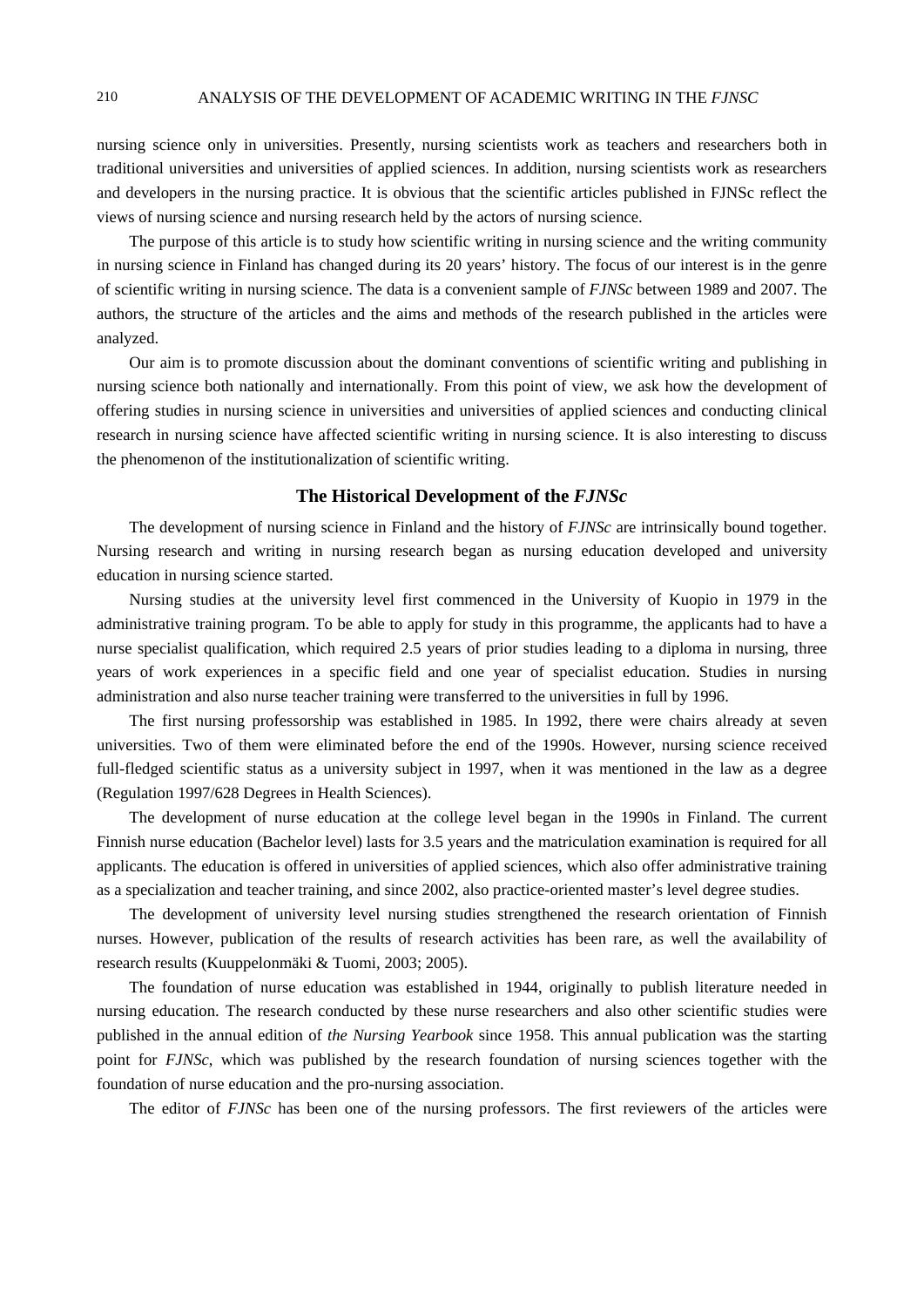nursing science only in universities. Presently, nursing scientists work as teachers and researchers both in traditional universities and universities of applied sciences. In addition, nursing scientists work as researchers and developers in the nursing practice. It is obvious that the scientific articles published in FJNSc reflect the views of nursing science and nursing research held by the actors of nursing science.

The purpose of this article is to study how scientific writing in nursing science and the writing community in nursing science in Finland has changed during its 20 years' history. The focus of our interest is in the genre of scientific writing in nursing science. The data is a convenient sample of *FJNSc* between 1989 and 2007. The authors, the structure of the articles and the aims and methods of the research published in the articles were analyzed.

Our aim is to promote discussion about the dominant conventions of scientific writing and publishing in nursing science both nationally and internationally. From this point of view, we ask how the development of offering studies in nursing science in universities and universities of applied sciences and conducting clinical research in nursing science have affected scientific writing in nursing science. It is also interesting to discuss the phenomenon of the institutionalization of scientific writing.

## The Historical Development of the *FJNSc*

The development of nursing science in Finland and the history of *FJNSc* are intrinsically bound together. Nursing research and writing in nursing research began as nursing education developed and university education in nursing science started.

Nursing studies at the university level first commenced in the University of Kuopio in 1979 in the administrative training program. To be able to apply for study in this programme, the applicants had to have a nurse specialist qualification, which required 2.5 years of prior studies leading to a diploma in nursing, three years of work experiences in a specific field and one year of specialist education. Studies in nursing administration and also nurse teacher training were transferred to the universities in full by 1996.

The first nursing professorship was established in 1985. In 1992, there were chairs already at seven universities. Two of them were eliminated before the end of the 1990s. However, nursing science received full-fledged scientific status as a university subject in 1997, when it was mentioned in the law as a degree (Regulation 1997/628 Degrees in Health Sciences).

The development of nurse education at the college level began in the 1990s in Finland. The current Finnish nurse education (Bachelor level) lasts for 3.5 years and the matriculation examination is required for all applicants. The education is offered in universities of applied sciences, which also offer administrative training as a specialization and teacher training, and since 2002, also practice-oriented master's level degree studies.

The development of university level nursing studies strengthened the research orientation of Finnish nurses. However, publication of the results of research activities has been rare, as well the availability of research results (Kuuppelonmäki & Tuomi, 2003; 2005).

The foundation of nurse education was established in 1944, originally to publish literature needed in nursing education. The research conducted by these nurse researchers and also other scientific studies were published in the annual edition of *the Nursing Yearbook* since 1958. This annual publication was the starting point for *FJNSc*, which was published by the research foundation of nursing sciences together with the foundation of nurse education and the pro-nursing association.

The editor of *FJNSc* has been one of the nursing professors. The first reviewers of the articles were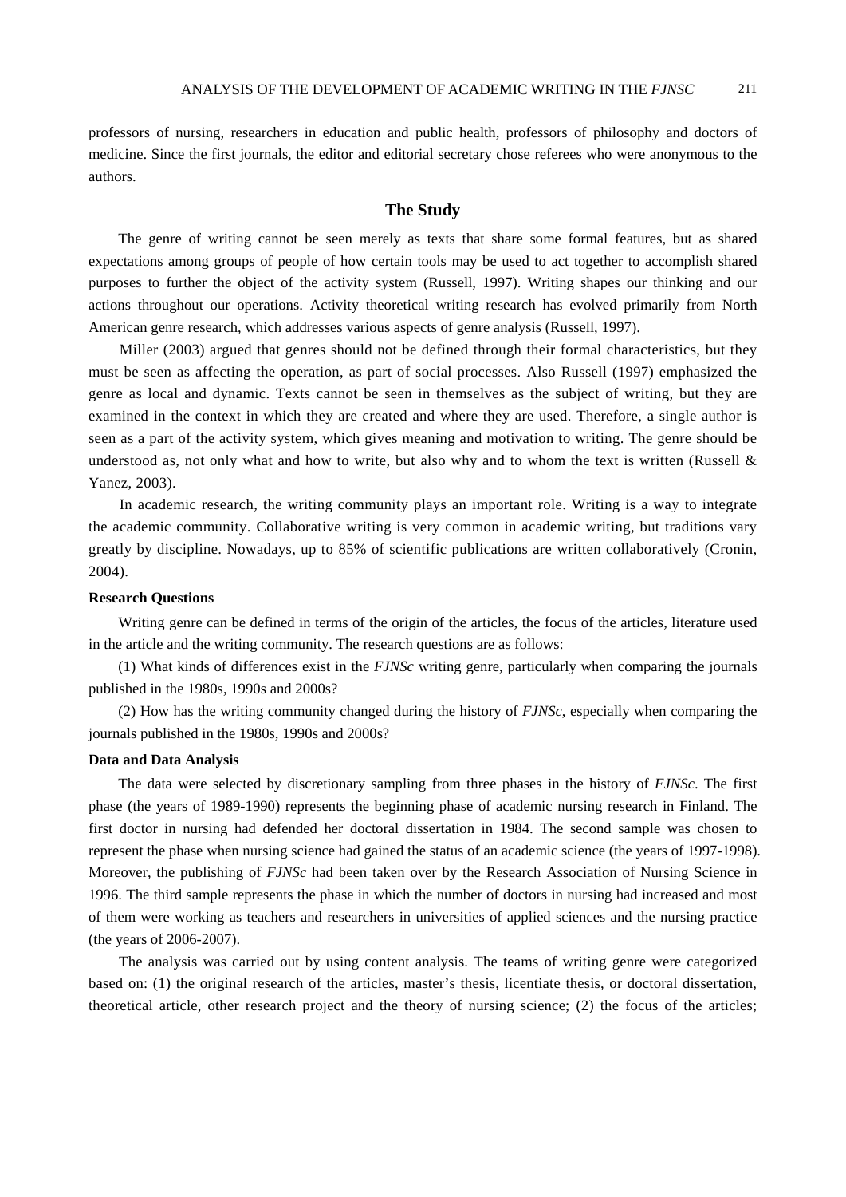professors of nursing, researchers in education and public health, professors of philosophy and doctors of medicine. Since the first journals, the editor and editorial secretary chose referees who were anonymous to the authors.

## The Study

The genre of writing cannot be seen merely as texts that share some formal features, but as shared expectations among groups of people of how certain tools may be used to act together to accomplish shared purposes to further the object of the activity system (Russell, 1997). Writing shapes our thinking and our actions throughout our operations. Activity theoretical writing research has evolved primarily from North American genre research, which addresses various aspects of genre analysis (Russell, 1997).

Miller (2003) argued that genres should not be defined through their formal characteristics, but they must be seen as affecting the operation, as part of social processes. Also Russell (1997) emphasized the genre as local and dynamic. Texts cannot be seen in themselves as the subject of writing, but they are examined in the context in which they are created and where they are used. Therefore, a single author is seen as a part of the activity system, which gives meaning and motivation to writing. The genre should be understood as, not only what and how to write, but also why and to whom the text is written (Russell & Yanez, 2003).

In academic research, the writing community plays an important role. Writing is a way to integrate the academic community. Collaborative writing is very common in academic writing, but traditions vary greatly by discipline. Nowadays, up to 85% of scientific publications are written collaboratively (Cronin, 2004).

### Research Questions

Writing genre can be defined in terms of the origin of the articles, the focus of the articles, literature used in the article and the writing community. The research questions are as follows:

(1) What kinds of differences exist in the *FJNSc* writing genre, particularly when comparing the journals published in the 1980s, 1990s and 2000s?

(2) How has the writing community changed during the history of *FJNSc*, especially when comparing the journals published in the 1980s, 1990s and 2000s?

### Data and Data Analysis

The data were selected by discretionary sampling from three phases in the history of *FJNSc*. The first phase (the years of 1989-1990) represents the beginning phase of academic nursing research in Finland. The first doctor in nursing had defended her doctoral dissertation in 1984. The second sample was chosen to represent the phase when nursing science had gained the status of an academic science (the years of 1997-1998). Moreover, the publishing of *FJNSc* had been taken over by the Research Association of Nursing Science in 1996. The third sample represents the phase in which the number of doctors in nursing had increased and most of them were working as teachers and researchers in universities of applied sciences and the nursing practice (the years of 2006-2007).

The analysis was carried out by using content analysis. The teams of writing genre were categorized based on: (1) the original research of the articles, master's thesis, licentiate thesis, or doctoral dissertation, theoretical article, other research project and the theory of nursing science; (2) the focus of the articles;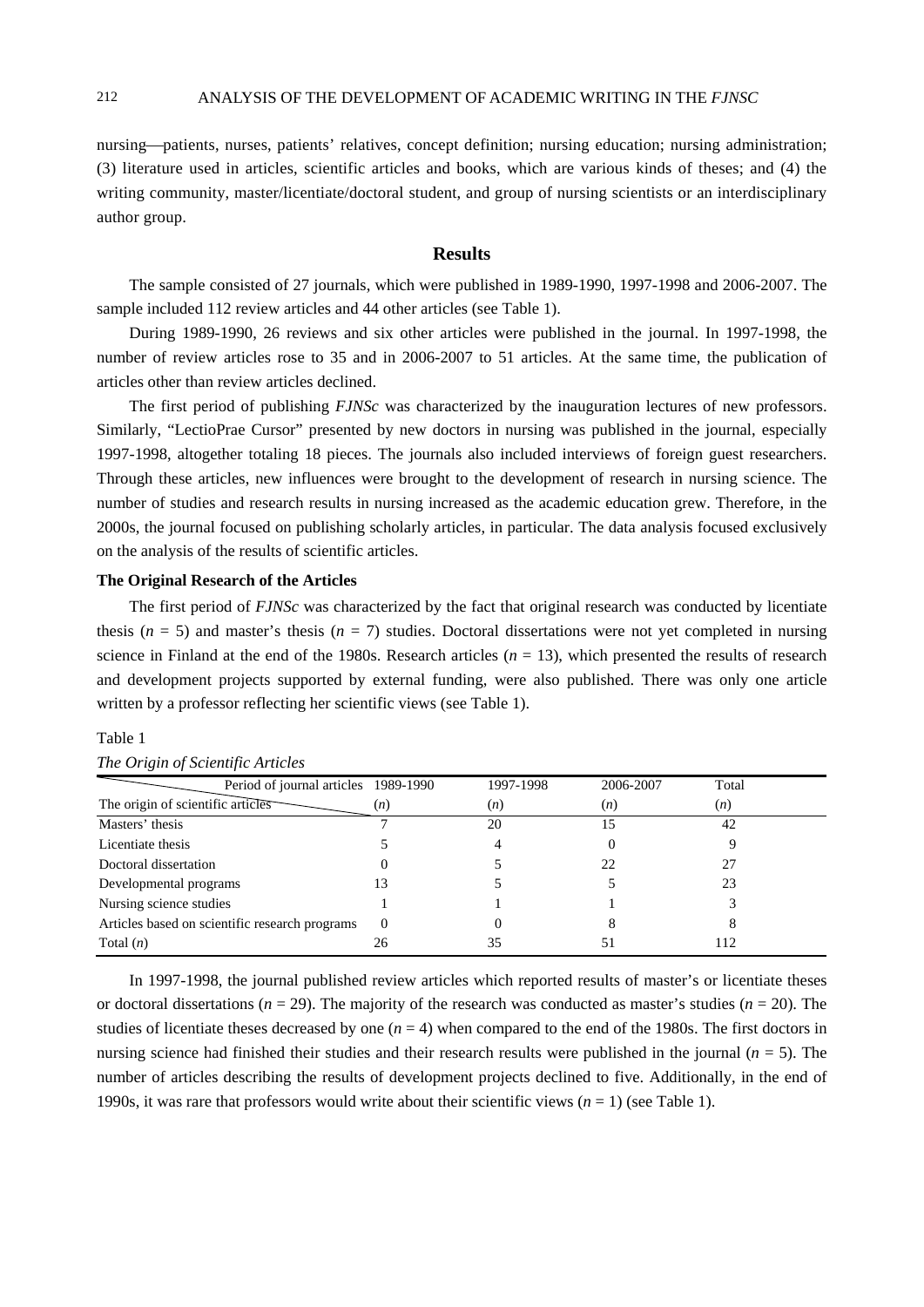nursing—patients, nurses, patients' relatives, concept definition; nursing education; nursing administration; (3) literature used in articles, scientific articles and books, which are various kinds of theses; and (4) the writing community, master/licentiate/doctoral student, and group of nursing scientists or an interdisciplinary author group.

## Results

The sample consisted of 27 journals, which were published in 1989-1990, 1997-1998 and 2006-2007. The sample included 112 review articles and 44 other articles (see Table 1).

During 1989-1990, 26 reviews and six other articles were published in the journal. In 1997-1998, the number of review articles rose to 35 and in 2006-2007 to 51 articles. At the same time, the publication of articles other than review articles declined.

The first period of publishing *FJNSc* was characterized by the inauguration lectures of new professors. Similarly, "LectioPrae Cursor" presented by new doctors in nursing was published in the journal, especially 1997-1998, altogether totaling 18 pieces. The journals also included interviews of foreign guest researchers. Through these articles, new influences were brought to the development of research in nursing science. The number of studies and research results in nursing increased as the academic education grew. Therefore, in the 2000s, the journal focused on publishing scholarly articles, in particular. The data analysis focused exclusively on the analysis of the results of scientific articles.

### The Original Research of the Articles

The first period of *FJNSc* was characterized by the fact that original research was conducted by licentiate thesis ($n$ = 5) and master's thesis ($n$ = 7) studies. Doctoral dissertations were not yet completed in nursing science in Finland at the end of the 1980s. Research articles ($n$ = 13), which presented the results of research and development projects supported by external funding, were also published. There was only one article written by a professor reflecting her scientific views (see Table 1).

Table 1

*The Origin of Scientific Articles*

| Period of journal articles / The origin of scientific articles | 1989-1990 ($n$) | 1997-1998 ($n$) | 2006-2007 ($n$) | Total ($n$) |
|---|---|---|---|---|
| Masters' thesis | 7 | 20 | 15 | 42 |
| Licentiate thesis | 5 | 4 | 0 | 9 |
| Doctoral dissertation | 0 | 5 | 22 | 27 |
| Developmental programs | 13 | 5 | 5 | 23 |
| Nursing science studies | 1 | 1 | 1 | 3 |
| Articles based on scientific research programs | 0 | 0 | 8 | 8 |
| Total ($n$) | 26 | 35 | 51 | 112 |

In 1997-1998, the journal published review articles which reported results of master's or licentiate theses or doctoral dissertations ($n$ = 29). The majority of the research was conducted as master's studies ($n$ = 20). The studies of licentiate theses decreased by one ($n$ = 4) when compared to the end of the 1980s. The first doctors in nursing science had finished their studies and their research results were published in the journal ($n$ = 5). The number of articles describing the results of development projects declined to five. Additionally, in the end of 1990s, it was rare that professors would write about their scientific views ($n$ = 1) (see Table 1).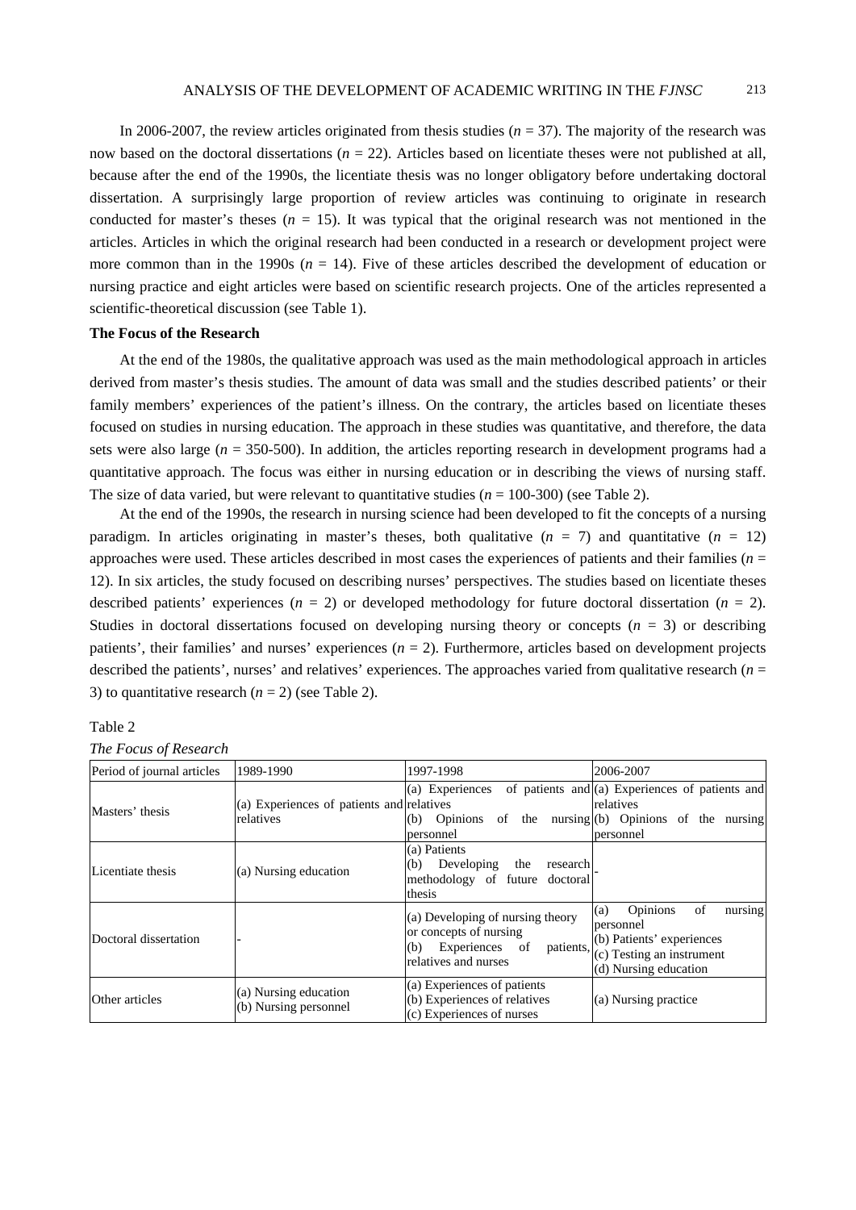In 2006-2007, the review articles originated from thesis studies ($n$ = 37). The majority of the research was now based on the doctoral dissertations ($n$ = 22). Articles based on licentiate theses were not published at all, because after the end of the 1990s, the licentiate thesis was no longer obligatory before undertaking doctoral dissertation. A surprisingly large proportion of review articles was continuing to originate in research conducted for master's theses ($n$ = 15). It was typical that the original research was not mentioned in the articles. Articles in which the original research had been conducted in a research or development project were more common than in the 1990s ($n$ = 14). Five of these articles described the development of education or nursing practice and eight articles were based on scientific research projects. One of the articles represented a scientific-theoretical discussion (see Table 1).

### The Focus of the Research

At the end of the 1980s, the qualitative approach was used as the main methodological approach in articles derived from master's thesis studies. The amount of data was small and the studies described patients' or their family members' experiences of the patient's illness. On the contrary, the articles based on licentiate theses focused on studies in nursing education. The approach in these studies was quantitative, and therefore, the data sets were also large ($n$ = 350-500). In addition, the articles reporting research in development programs had a quantitative approach. The focus was either in nursing education or in describing the views of nursing staff. The size of data varied, but were relevant to quantitative studies ($n$ = 100-300) (see Table 2).

At the end of the 1990s, the research in nursing science had been developed to fit the concepts of a nursing paradigm. In articles originating in master's theses, both qualitative ($n$ = 7) and quantitative ($n$ = 12) approaches were used. These articles described in most cases the experiences of patients and their families ($n$ = 12). In six articles, the study focused on describing nurses' perspectives. The studies based on licentiate theses described patients' experiences ($n$ = 2) or developed methodology for future doctoral dissertation ($n$ = 2). Studies in doctoral dissertations focused on developing nursing theory or concepts ($n$ = 3) or describing patients', their families' and nurses' experiences ($n$ = 2). Furthermore, articles based on development projects described the patients', nurses' and relatives' experiences. The approaches varied from qualitative research ($n$ = 3) to quantitative research ($n$ = 2) (see Table 2).

Table 2

*The Focus of Research*

| Period of journal articles | 1989-1990 | 1997-1998 | 2006-2007 |
|---|---|---|---|
| Masters' thesis | (a) Experiences of patients and relatives | (a) Experiences of patients and relatives<br>(b) Opinions of the nursing personnel | (a) Experiences of patients and relatives<br>(b) Opinions of the nursing personnel |
| Licentiate thesis | (a) Nursing education | (a) Patients<br>(b) Developing the research methodology of future doctoral thesis | - |
| Doctoral dissertation | - | (a) Developing of nursing theory or concepts of nursing<br>(b) Experiences of patients, relatives and nurses | (a) Opinions of nursing personnel<br>(b) Patients' experiences<br>(c) Testing an instrument<br>(d) Nursing education |
| Other articles | (a) Nursing education<br>(b) Nursing personnel | (a) Experiences of patients<br>(b) Experiences of relatives<br>(c) Experiences of nurses | (a) Nursing practice |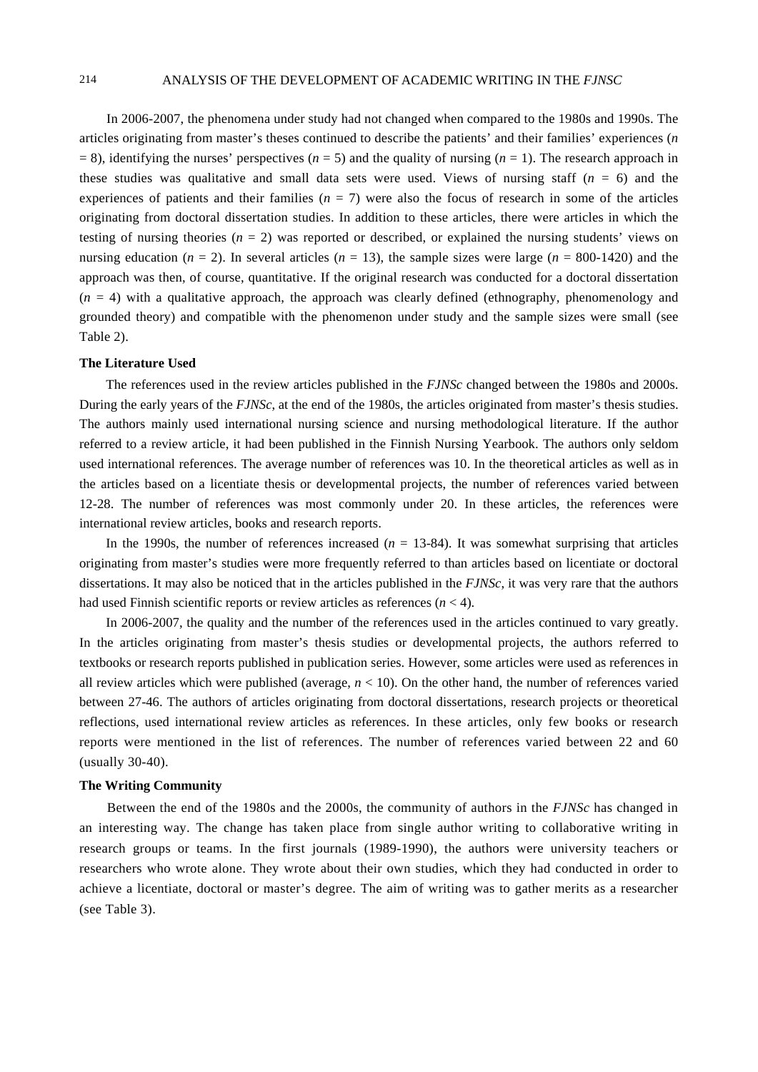In 2006-2007, the phenomena under study had not changed when compared to the 1980s and 1990s. The articles originating from master's theses continued to describe the patients' and their families' experiences ($n = 8$), identifying the nurses' perspectives ($n = 5$) and the quality of nursing ($n = 1$). The research approach in these studies was qualitative and small data sets were used. Views of nursing staff ($n = 6$) and the experiences of patients and their families ($n = 7$) were also the focus of research in some of the articles originating from doctoral dissertation studies. In addition to these articles, there were articles in which the testing of nursing theories ($n = 2$) was reported or described, or explained the nursing students' views on nursing education ($n = 2$). In several articles ($n = 13$), the sample sizes were large ($n = 800\text{-}1420$) and the approach was then, of course, quantitative. If the original research was conducted for a doctoral dissertation ($n = 4$) with a qualitative approach, the approach was clearly defined (ethnography, phenomenology and grounded theory) and compatible with the phenomenon under study and the sample sizes were small (see Table 2).

### The Literature Used

The references used in the review articles published in the *FJNSc* changed between the 1980s and 2000s. During the early years of the *FJNSc*, at the end of the 1980s, the articles originated from master's thesis studies. The authors mainly used international nursing science and nursing methodological literature. If the author referred to a review article, it had been published in the Finnish Nursing Yearbook. The authors only seldom used international references. The average number of references was 10. In the theoretical articles as well as in the articles based on a licentiate thesis or developmental projects, the number of references varied between 12-28. The number of references was most commonly under 20. In these articles, the references were international review articles, books and research reports.

In the 1990s, the number of references increased ($n = 13\text{-}84$). It was somewhat surprising that articles originating from master's studies were more frequently referred to than articles based on licentiate or doctoral dissertations. It may also be noticed that in the articles published in the *FJNSc*, it was very rare that the authors had used Finnish scientific reports or review articles as references ($n < 4$).

In 2006-2007, the quality and the number of the references used in the articles continued to vary greatly. In the articles originating from master's thesis studies or developmental projects, the authors referred to textbooks or research reports published in publication series. However, some articles were used as references in all review articles which were published (average, $n < 10$). On the other hand, the number of references varied between 27-46. The authors of articles originating from doctoral dissertations, research projects or theoretical reflections, used international review articles as references. In these articles, only few books or research reports were mentioned in the list of references. The number of references varied between 22 and 60 (usually 30-40).

### The Writing Community

Between the end of the 1980s and the 2000s, the community of authors in the *FJNSc* has changed in an interesting way. The change has taken place from single author writing to collaborative writing in research groups or teams. In the first journals (1989-1990), the authors were university teachers or researchers who wrote alone. They wrote about their own studies, which they had conducted in order to achieve a licentiate, doctoral or master's degree. The aim of writing was to gather merits as a researcher (see Table 3).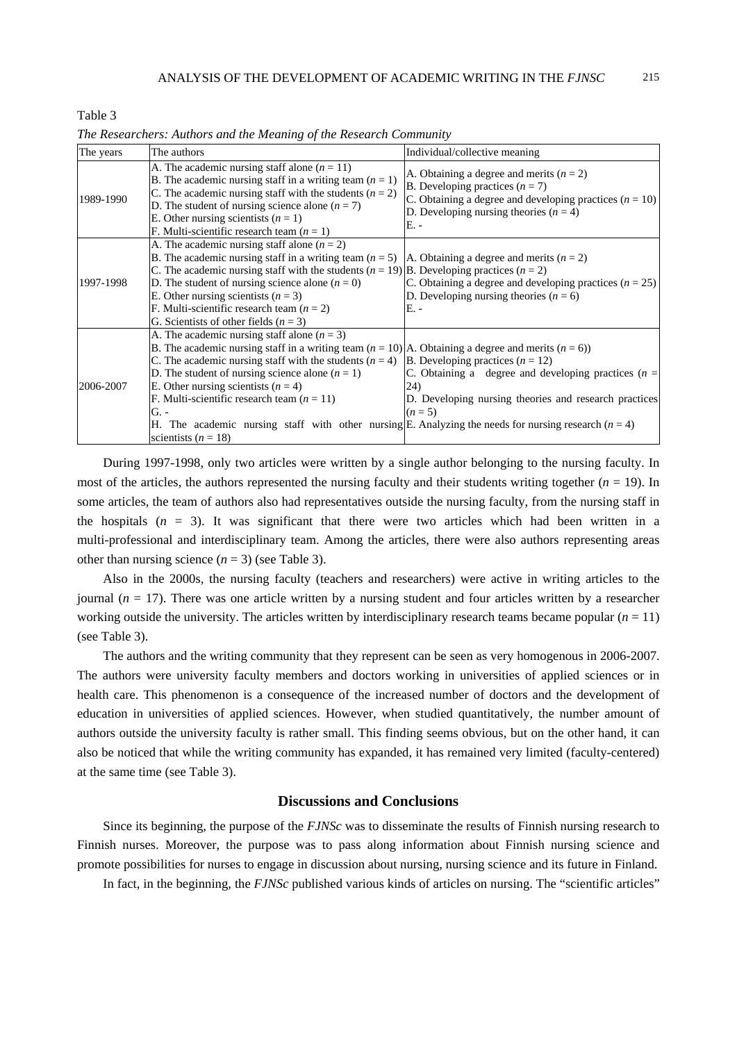Table 3

*The Researchers: Authors and the Meaning of the Research Community*

| The years | The authors | Individual/collective meaning |
|---|---|---|
| 1989-1990 | A. The academic nursing staff alone ($n = 11$)<br>B. The academic nursing staff in a writing team ($n = 1$)<br>C. The academic nursing staff with the students ($n = 2$)<br>D. The student of nursing science alone ($n = 7$)<br>E. Other nursing scientists ($n = 1$)<br>F. Multi-scientific research team ($n = 1$) | A. Obtaining a degree and merits ($n = 2$)<br>B. Developing practices ($n = 7$)<br>C. Obtaining a degree and developing practices ($n = 10$)<br>D. Developing nursing theories ($n = 4$)<br>E. - |
| 1997-1998 | A. The academic nursing staff alone ($n = 2$)<br>B. The academic nursing staff in a writing team ($n = 5$)<br>C. The academic nursing staff with the students ($n = 19$)<br>D. The student of nursing science alone ($n = 0$)<br>E. Other nursing scientists ($n = 3$)<br>F. Multi-scientific research team ($n = 2$)<br>G. Scientists of other fields ($n = 3$) | A. Obtaining a degree and merits ($n = 2$)<br>B. Developing practices ($n = 2$)<br>C. Obtaining a degree and developing practices ($n = 25$)<br>D. Developing nursing theories ($n = 6$)<br>E. - |
| 2006-2007 | A. The academic nursing staff alone ($n = 3$)<br>B. The academic nursing staff in a writing team ($n = 10$)<br>C. The academic nursing staff with the students ($n = 4$)<br>D. The student of nursing science alone ($n = 1$)<br>E. Other nursing scientists ($n = 4$)<br>F. Multi-scientific research team ($n = 11$)<br>G. -<br>H. The academic nursing staff with other nursing scientists ($n = 18$) | A. Obtaining a degree and merits ($n = 6$))<br>B. Developing practices ($n = 12$)<br>C. Obtaining a degree and developing practices ($n = 24$)<br>D. Developing nursing theories and research practices ($n = 5$)<br>E. Analyzing the needs for nursing research ($n = 4$) |

During 1997-1998, only two articles were written by a single author belonging to the nursing faculty. In most of the articles, the authors represented the nursing faculty and their students writing together ($n = 19$). In some articles, the team of authors also had representatives outside the nursing faculty, from the nursing staff in the hospitals ($n = 3$). It was significant that there were two articles which had been written in a multi-professional and interdisciplinary team. Among the articles, there were also authors representing areas other than nursing science ($n = 3$) (see Table 3).

Also in the 2000s, the nursing faculty (teachers and researchers) were active in writing articles to the journal ($n = 17$). There was one article written by a nursing student and four articles written by a researcher working outside the university. The articles written by interdisciplinary research teams became popular ($n = 11$) (see Table 3).

The authors and the writing community that they represent can be seen as very homogenous in 2006-2007. The authors were university faculty members and doctors working in universities of applied sciences or in health care. This phenomenon is a consequence of the increased number of doctors and the development of education in universities of applied sciences. However, when studied quantitatively, the number amount of authors outside the university faculty is rather small. This finding seems obvious, but on the other hand, it can also be noticed that while the writing community has expanded, it has remained very limited (faculty-centered) at the same time (see Table 3).

## Discussions and Conclusions

Since its beginning, the purpose of the *FJNSc* was to disseminate the results of Finnish nursing research to Finnish nurses. Moreover, the purpose was to pass along information about Finnish nursing science and promote possibilities for nurses to engage in discussion about nursing, nursing science and its future in Finland.

In fact, in the beginning, the *FJNSc* published various kinds of articles on nursing. The "scientific articles"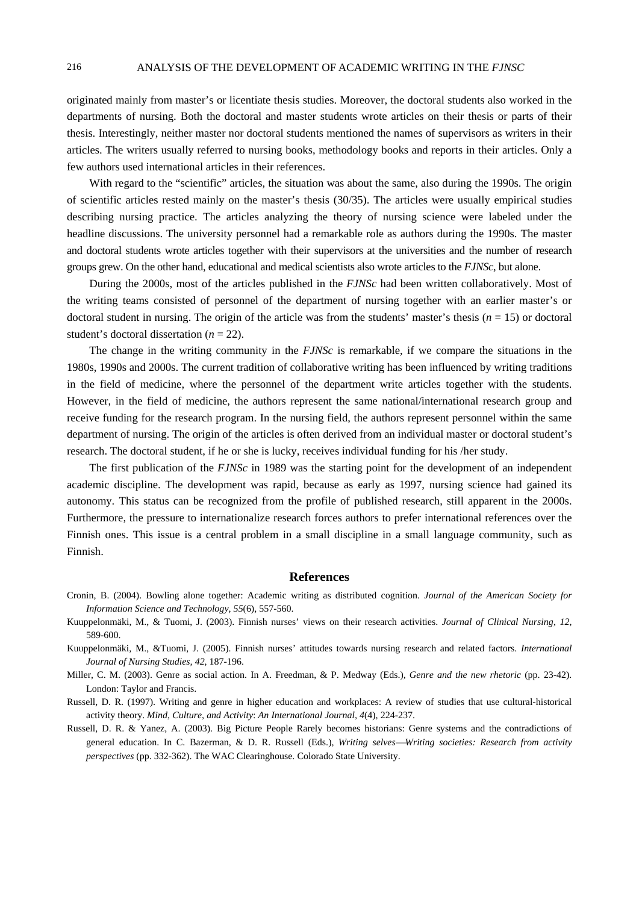originated mainly from master's or licentiate thesis studies. Moreover, the doctoral students also worked in the departments of nursing. Both the doctoral and master students wrote articles on their thesis or parts of their thesis. Interestingly, neither master nor doctoral students mentioned the names of supervisors as writers in their articles. The writers usually referred to nursing books, methodology books and reports in their articles. Only a few authors used international articles in their references.

With regard to the "scientific" articles, the situation was about the same, also during the 1990s. The origin of scientific articles rested mainly on the master's thesis (30/35). The articles were usually empirical studies describing nursing practice. The articles analyzing the theory of nursing science were labeled under the headline discussions. The university personnel had a remarkable role as authors during the 1990s. The master and doctoral students wrote articles together with their supervisors at the universities and the number of research groups grew. On the other hand, educational and medical scientists also wrote articles to the *FJNSc*, but alone.

During the 2000s, most of the articles published in the *FJNSc* had been written collaboratively. Most of the writing teams consisted of personnel of the department of nursing together with an earlier master's or doctoral student in nursing. The origin of the article was from the students' master's thesis ($n$ = 15) or doctoral student's doctoral dissertation ($n$ = 22).

The change in the writing community in the *FJNSc* is remarkable, if we compare the situations in the 1980s, 1990s and 2000s. The current tradition of collaborative writing has been influenced by writing traditions in the field of medicine, where the personnel of the department write articles together with the students. However, in the field of medicine, the authors represent the same national/international research group and receive funding for the research program. In the nursing field, the authors represent personnel within the same department of nursing. The origin of the articles is often derived from an individual master or doctoral student's research. The doctoral student, if he or she is lucky, receives individual funding for his /her study.

The first publication of the *FJNSc* in 1989 was the starting point for the development of an independent academic discipline. The development was rapid, because as early as 1997, nursing science had gained its autonomy. This status can be recognized from the profile of published research, still apparent in the 2000s. Furthermore, the pressure to internationalize research forces authors to prefer international references over the Finnish ones. This issue is a central problem in a small discipline in a small language community, such as Finnish.

## References

Cronin, B. (2004). Bowling alone together: Academic writing as distributed cognition. *Journal of the American Society for Information Science and Technology, 55*(6), 557-560.

Kuuppelonmäki, M., & Tuomi, J. (2003). Finnish nurses' views on their research activities. *Journal of Clinical Nursing, 12,* 589-600.

Kuuppelonmäki, M., &Tuomi, J. (2005). Finnish nurses' attitudes towards nursing research and related factors. *International Journal of Nursing Studies, 42,* 187-196.

Miller, C. M. (2003). Genre as social action. In A. Freedman, & P. Medway (Eds.), *Genre and the new rhetoric* (pp. 23-42). London: Taylor and Francis.

Russell, D. R. (1997). Writing and genre in higher education and workplaces: A review of studies that use cultural-historical activity theory. *Mind, Culture, and Activity*: *An International Journal, 4*(4), 224-237.

Russell, D. R. & Yanez, A. (2003). Big Picture People Rarely becomes historians: Genre systems and the contradictions of general education. In C. Bazerman, & D. R. Russell (Eds.), *Writing selves—Writing societies: Research from activity perspectives* (pp. 332-362). The WAC Clearinghouse. Colorado State University.